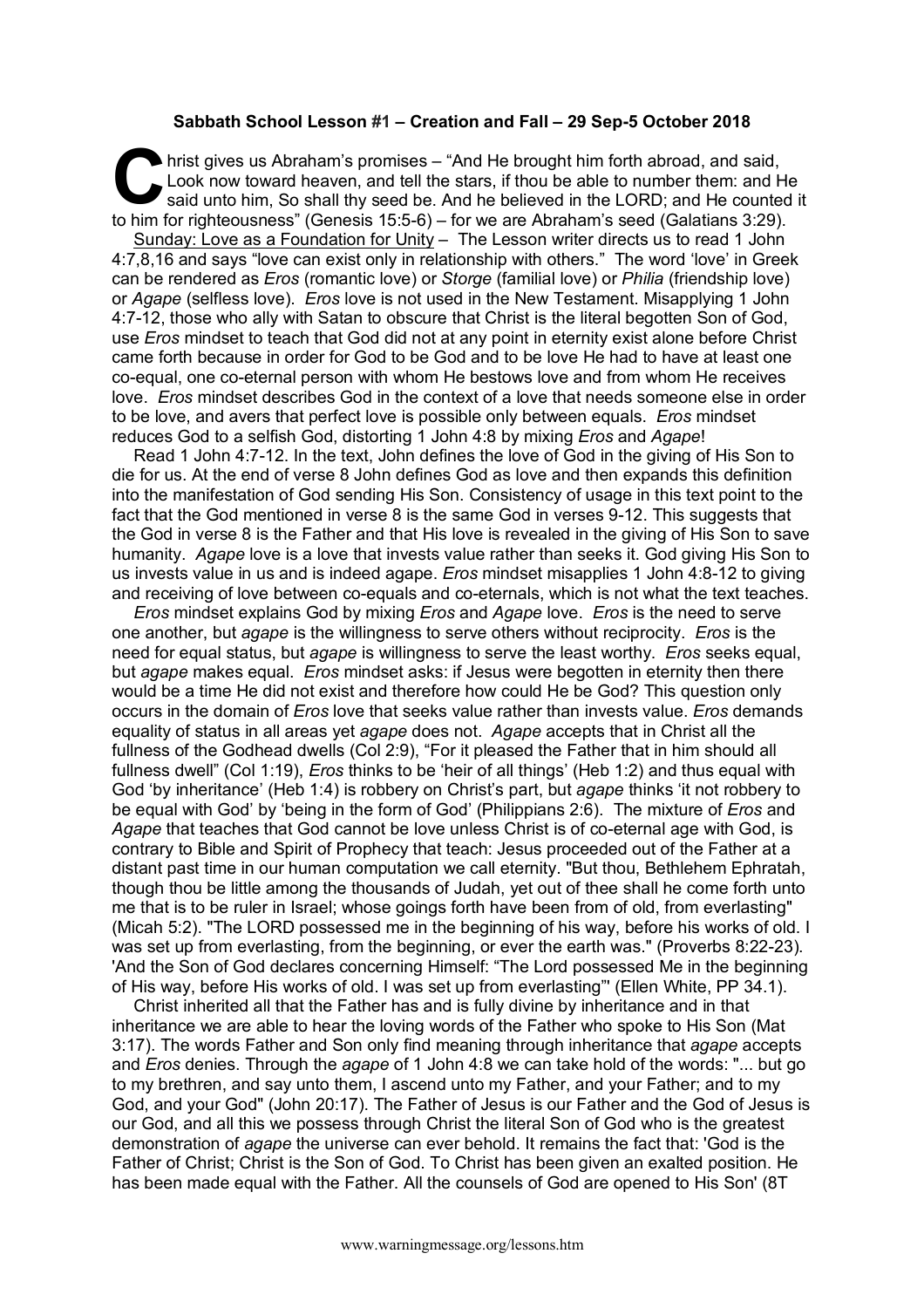**Sabbath School Lesson #1 – Creation and Fall – 29 Sep-5 October 2018**

Christ gives us Abraham's promises – "And He brought him forth abroad, and said, Look now toward heaven, and tell the stars, if thou be able to number them: and He said unto him, So shall thy seed be. And he believed in the LORD; and He counted it to him for righteousness" (Genesis 15:5-6) – for we are Abraham's seed (Galatians 3:29).

Sunday: Love as a Foundation for Unity – The Lesson writer directs us to read 1 John 4:7,8,16 and says "love can exist only in relationship with others." The word 'love' in Greek can be rendered as *Eros* (romantic love) or *Storge* (familial love) or *Philia* (friendship love) or *Agape* (selfless love). *Eros* love is not used in the New Testament. Misapplying 1 John 4:7-12, those who ally with Satan to obscure that Christ is the literal begotten Son of God, use *Eros* mindset to teach that God did not at any point in eternity exist alone before Christ came forth because in order for God to be God and to be love He had to have at least one co-equal, one co-eternal person with whom He bestows love and from whom He receives love. *Eros* mindset describes God in the context of a love that needs someone else in order to be love, and avers that perfect love is possible only between equals. *Eros* mindset reduces God to a selfish God, distorting 1 John 4:8 by mixing *Eros* and *Agape*!

Read 1 John 4:7-12. In the text, John defines the love of God in the giving of His Son to die for us. At the end of verse 8 John defines God as love and then expands this definition into the manifestation of God sending His Son. Consistency of usage in this text point to the fact that the God mentioned in verse 8 is the same God in verses 9-12. This suggests that the God in verse 8 is the Father and that His love is revealed in the giving of His Son to save humanity. *Agape* love is a love that invests value rather than seeks it. God giving His Son to us invests value in us and is indeed agape. *Eros* mindset misapplies 1 John 4:8-12 to giving and receiving of love between co-equals and co-eternals, which is not what the text teaches.

*Eros* mindset explains God by mixing *Eros* and *Agape* love. *Eros* is the need to serve one another, but *agape* is the willingness to serve others without reciprocity. *Eros* is the need for equal status, but *agape* is willingness to serve the least worthy. *Eros* seeks equal, but *agape* makes equal. *Eros* mindset asks: if Jesus were begotten in eternity then there would be a time He did not exist and therefore how could He be God? This question only occurs in the domain of *Eros* love that seeks value rather than invests value. *Eros* demands equality of status in all areas yet *agape* does not. *Agape* accepts that in Christ all the fullness of the Godhead dwells (Col 2:9), "For it pleased the Father that in him should all fullness dwell" (Col 1:19), *Eros* thinks to be 'heir of all things' (Heb 1:2) and thus equal with God 'by inheritance' (Heb 1:4) is robbery on Christ's part, but *agape* thinks 'it not robbery to be equal with God' by 'being in the form of God' (Philippians 2:6). The mixture of *Eros* and *Agape* that teaches that God cannot be love unless Christ is of co-eternal age with God, is contrary to Bible and Spirit of Prophecy that teach: Jesus proceeded out of the Father at a distant past time in our human computation we call eternity. "But thou, Bethlehem Ephratah, though thou be little among the thousands of Judah, yet out of thee shall he come forth unto me that is to be ruler in Israel; whose goings forth have been from of old, from everlasting" (Micah 5:2). "The LORD possessed me in the beginning of his way, before his works of old. I was set up from everlasting, from the beginning, or ever the earth was." (Proverbs 8:22-23). 'And the Son of God declares concerning Himself: "The Lord possessed Me in the beginning of His way, before His works of old. I was set up from everlasting"' (Ellen White, PP 34.1).

Christ inherited all that the Father has and is fully divine by inheritance and in that inheritance we are able to hear the loving words of the Father who spoke to His Son (Mat 3:17). The words Father and Son only find meaning through inheritance that *agape* accepts and *Eros* denies. Through the *agape* of 1 John 4:8 we can take hold of the words: "... but go to my brethren, and say unto them, I ascend unto my Father, and your Father; and to my God, and your God" (John 20:17). The Father of Jesus is our Father and the God of Jesus is our God, and all this we possess through Christ the literal Son of God who is the greatest demonstration of *agape* the universe can ever behold. It remains the fact that: 'God is the Father of Christ; Christ is the Son of God. To Christ has been given an exalted position. He has been made equal with the Father. All the counsels of God are opened to His Son' (8T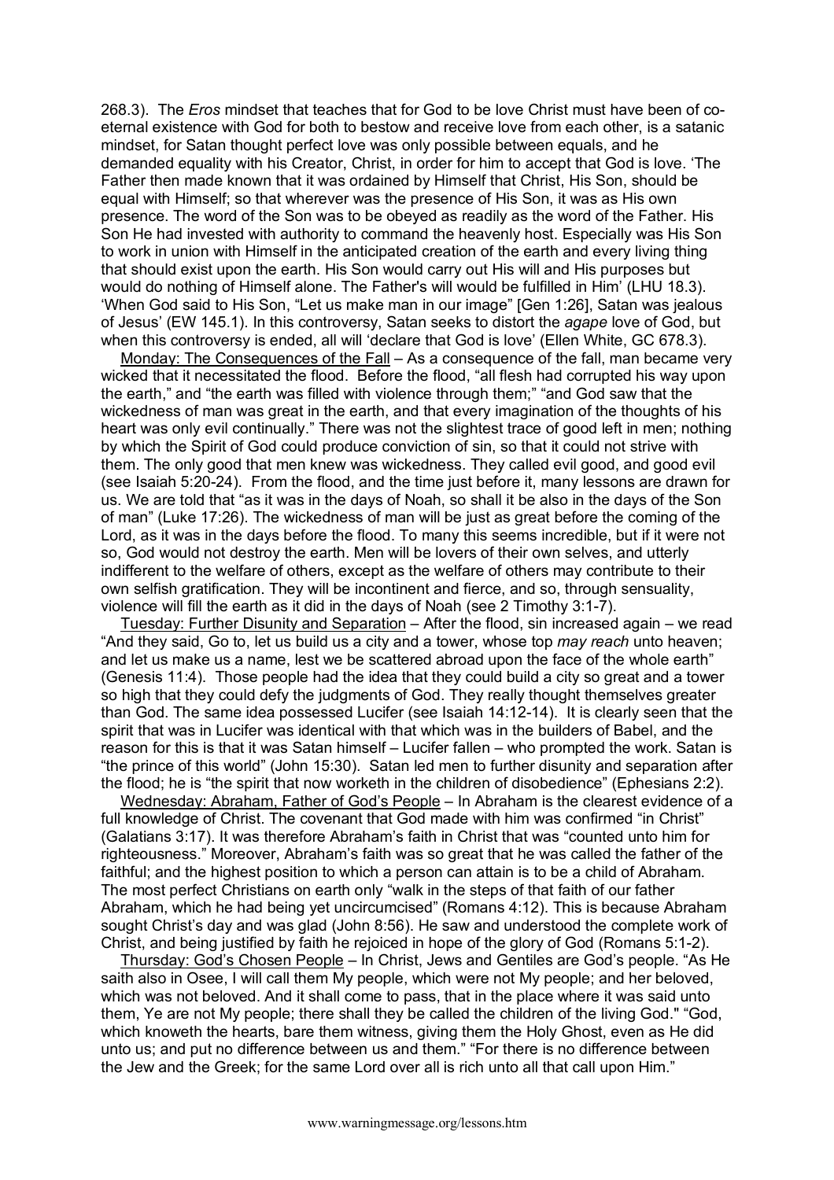268.3). The *Eros* mindset that teaches that for God to be love Christ must have been of co-eternal existence with God for both to bestow and receive love from each other, is a satanic mindset, for Satan thought perfect love was only possible between equals, and he demanded equality with his Creator, Christ, in order for him to accept that God is love. 'The Father then made known that it was ordained by Himself that Christ, His Son, should be equal with Himself; so that wherever was the presence of His Son, it was as His own presence. The word of the Son was to be obeyed as readily as the word of the Father. His Son He had invested with authority to command the heavenly host. Especially was His Son to work in union with Himself in the anticipated creation of the earth and every living thing that should exist upon the earth. His Son would carry out His will and His purposes but would do nothing of Himself alone. The Father's will would be fulfilled in Him' (LHU 18.3). 'When God said to His Son, "Let us make man in our image" [Gen 1:26], Satan was jealous of Jesus' (EW 145.1). In this controversy, Satan seeks to distort the *agape* love of God, but when this controversy is ended, all will 'declare that God is love' (Ellen White, GC 678.3).

<u>Monday: The Consequences of the Fall</u> – As a consequence of the fall, man became very wicked that it necessitated the flood. Before the flood, "all flesh had corrupted his way upon the earth," and "the earth was filled with violence through them;" "and God saw that the wickedness of man was great in the earth, and that every imagination of the thoughts of his heart was only evil continually." There was not the slightest trace of good left in men; nothing by which the Spirit of God could produce conviction of sin, so that it could not strive with them. The only good that men knew was wickedness. They called evil good, and good evil (see Isaiah 5:20-24). From the flood, and the time just before it, many lessons are drawn for us. We are told that "as it was in the days of Noah, so shall it be also in the days of the Son of man" (Luke 17:26). The wickedness of man will be just as great before the coming of the Lord, as it was in the days before the flood. To many this seems incredible, but if it were not so, God would not destroy the earth. Men will be lovers of their own selves, and utterly indifferent to the welfare of others, except as the welfare of others may contribute to their own selfish gratification. They will be incontinent and fierce, and so, through sensuality, violence will fill the earth as it did in the days of Noah (see 2 Timothy 3:1-7).

<u>Tuesday: Further Disunity and Separation</u> – After the flood, sin increased again – we read "And they said, Go to, let us build us a city and a tower, whose top *may reach* unto heaven; and let us make us a name, lest we be scattered abroad upon the face of the whole earth" (Genesis 11:4). Those people had the idea that they could build a city so great and a tower so high that they could defy the judgments of God. They really thought themselves greater than God. The same idea possessed Lucifer (see Isaiah 14:12-14). It is clearly seen that the spirit that was in Lucifer was identical with that which was in the builders of Babel, and the reason for this is that it was Satan himself – Lucifer fallen – who prompted the work. Satan is "the prince of this world" (John 15:30). Satan led men to further disunity and separation after the flood; he is "the spirit that now worketh in the children of disobedience" (Ephesians 2:2).

<u>Wednesday: Abraham, Father of God's People</u> – In Abraham is the clearest evidence of a full knowledge of Christ. The covenant that God made with him was confirmed "in Christ" (Galatians 3:17). It was therefore Abraham's faith in Christ that was "counted unto him for righteousness." Moreover, Abraham's faith was so great that he was called the father of the faithful; and the highest position to which a person can attain is to be a child of Abraham. The most perfect Christians on earth only "walk in the steps of that faith of our father Abraham, which he had being yet uncircumcised" (Romans 4:12). This is because Abraham sought Christ's day and was glad (John 8:56). He saw and understood the complete work of Christ, and being justified by faith he rejoiced in hope of the glory of God (Romans 5:1-2).

<u>Thursday: God's Chosen People</u> – In Christ, Jews and Gentiles are God's people. "As He saith also in Osee, I will call them My people, which were not My people; and her beloved, which was not beloved. And it shall come to pass, that in the place where it was said unto them, Ye are not My people; there shall they be called the children of the living God." "God, which knoweth the hearts, bare them witness, giving them the Holy Ghost, even as He did unto us; and put no difference between us and them." "For there is no difference between the Jew and the Greek; for the same Lord over all is rich unto all that call upon Him."